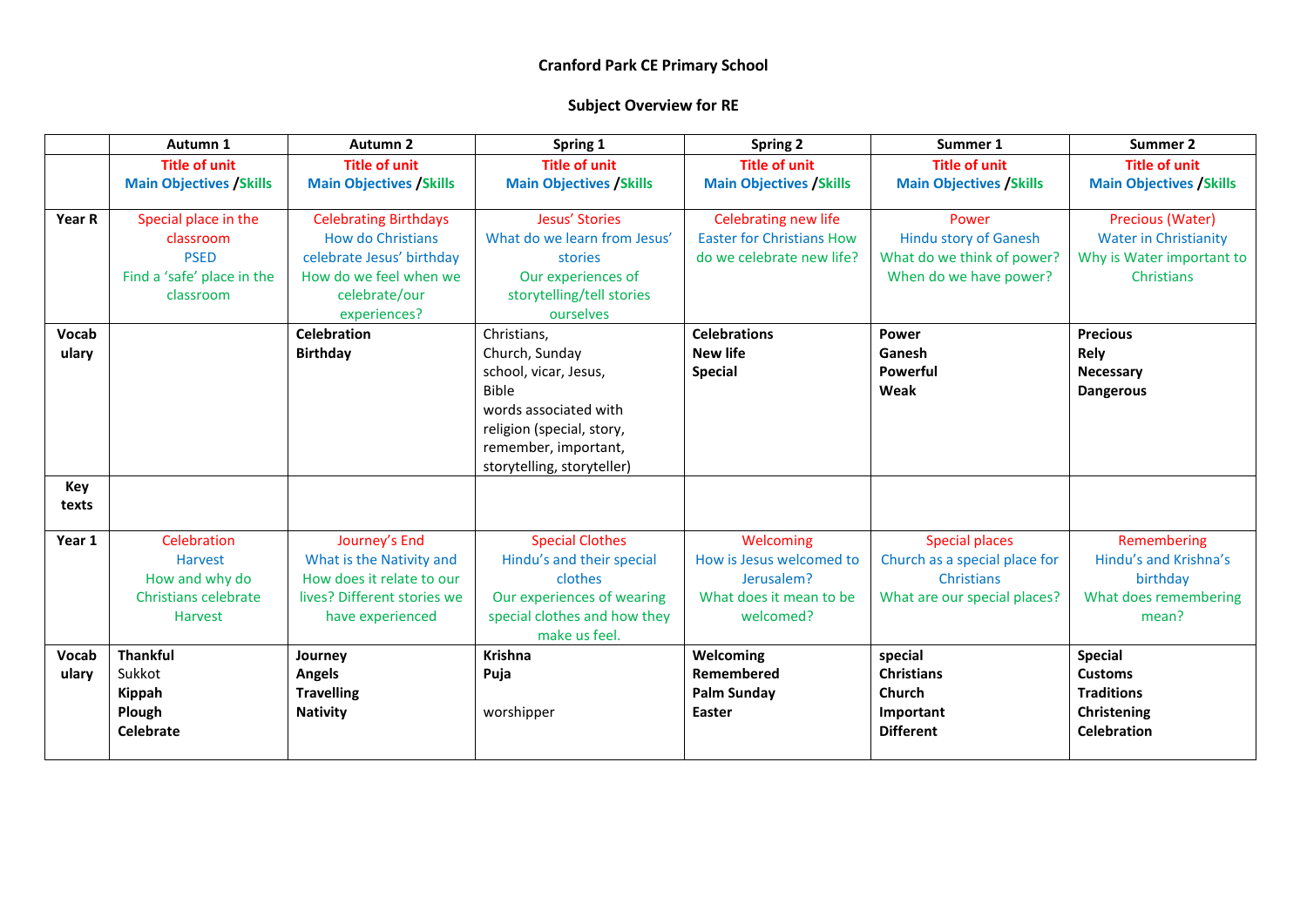**Cranford Park CE Primary School**

**Subject Overview for RE**

| | Autumn 1 | Autumn 2 | Spring 1 | Spring 2 | Summer 1 | Summer 2 |
|---|---|---|---|---|---|---|
| | **Title of unit** **Main Objectives /Skills** | **Title of unit** **Main Objectives /Skills** | **Title of unit** **Main Objectives /Skills** | **Title of unit** **Main Objectives /Skills** | **Title of unit** **Main Objectives /Skills** | **Title of unit** **Main Objectives /Skills** |
| **Year R** | Special place in the classroom PSED Find a 'safe' place in the classroom | Celebrating Birthdays How do Christians celebrate Jesus' birthday How do we feel when we celebrate/our experiences? | Jesus' Stories What do we learn from Jesus' stories Our experiences of storytelling/tell stories ourselves | Celebrating new life Easter for Christians How do we celebrate new life? | Power Hindu story of Ganesh What do we think of power? When do we have power? | Precious (Water) Water in Christianity Why is Water important to Christians |
| **Vocabulary** | | **Celebration** **Birthday** | Christians, Church, Sunday school, vicar, Jesus, Bible words associated with religion (special, story, remember, important, storytelling, storyteller) | **Celebrations** **New life** **Special** | **Power** **Ganesh** **Powerful** **Weak** | **Precious** **Rely** **Necessary** **Dangerous** |
| **Key texts** | | | | | | |
| **Year 1** | Celebration Harvest How and why do Christians celebrate Harvest | Journey's End What is the Nativity and How does it relate to our lives? Different stories we have experienced | Special Clothes Hindu's and their special clothes Our experiences of wearing special clothes and how they make us feel. | Welcoming How is Jesus welcomed to Jerusalem? What does it mean to be welcomed? | Special places Church as a special place for Christians What are our special places? | Remembering Hindu's and Krishna's birthday What does remembering mean? |
| **Vocabulary** | **Thankful** Sukkot **Kippah** **Plough** **Celebrate** | **Journey** **Angels** **Travelling** **Nativity** | **Krishna** **Puja** worshipper | **Welcoming** **Remembered** **Palm Sunday** **Easter** | **special** **Christians** **Church** **Important** **Different** | **Special** **Customs** **Traditions** **Christening** **Celebration** |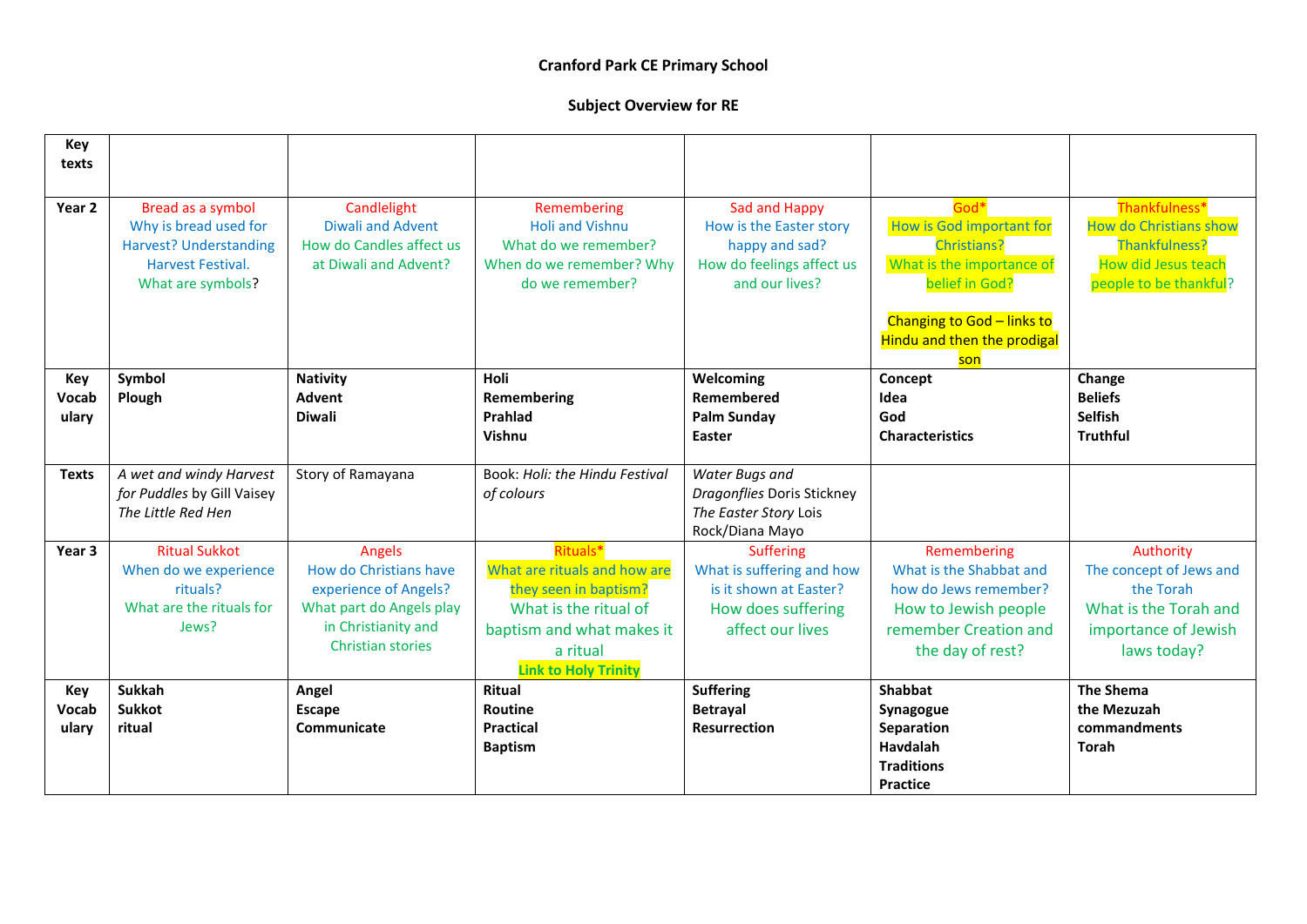**Cranford Park CE Primary School**

**Subject Overview for RE**

| **Key texts** | | | | | | |
|---|---|---|---|---|---|---|
| **Year 2** | Bread as a symbol<br>Why is bread used for Harvest? Understanding Harvest Festival.<br>What are symbols? | Candlelight<br>Diwali and Advent<br>How do Candles affect us at Diwali and Advent? | Remembering<br>Holi and Vishnu<br>What do we remember? When do we remember? Why do we remember? | Sad and Happy<br>How is the Easter story happy and sad?<br>How do feelings affect us and our lives? | God*<br>How is God important for Christians?<br>What is the importance of belief in God?<br><br>Changing to God – links to Hindu and then the prodigal son | Thankfulness*<br>How do Christians show Thankfulness?<br>How did Jesus teach people to be thankful? |
| **Key Vocabulary** | **Symbol**<br>**Plough** | **Nativity**<br>**Advent**<br>**Diwali** | **Holi**<br>**Remembering**<br>**Prahlad**<br>**Vishnu** | **Welcoming**<br>**Remembered**<br>**Palm Sunday**<br>**Easter** | **Concept**<br>**Idea**<br>**God**<br>**Characteristics** | **Change**<br>**Beliefs**<br>**Selfish**<br>**Truthful** |
| **Texts** | *A wet and windy Harvest for Puddles* by Gill Vaisey<br>*The Little Red Hen* | Story of Ramayana | Book: *Holi: the Hindu Festival of colours* | *Water Bugs and Dragonflies* Doris Stickney<br>*The Easter Story* Lois Rock/Diana Mayo | | |
| **Year 3** | Ritual Sukkot<br>When do we experience rituals?<br>What are the rituals for Jews? | Angels<br>How do Christians have experience of Angels?<br>What part do Angels play in Christianity and Christian stories | Rituals*<br>What are rituals and how are they seen in baptism?<br>What is the ritual of baptism and what makes it a ritual<br>**Link to Holy Trinity** | Suffering<br>What is suffering and how is it shown at Easter?<br>How does suffering affect our lives | Remembering<br>What is the Shabbat and how do Jews remember?<br>How to Jewish people remember Creation and the day of rest? | Authority<br>The concept of Jews and the Torah<br>What is the Torah and importance of Jewish laws today? |
| **Key Vocabulary** | **Sukkah**<br>**Sukkot**<br>**ritual** | **Angel**<br>**Escape**<br>**Communicate** | **Ritual**<br>**Routine**<br>**Practical**<br>**Baptism** | **Suffering**<br>**Betrayal**<br>**Resurrection** | **Shabbat**<br>**Synagogue**<br>**Separation**<br>**Havdalah**<br>**Traditions**<br>**Practice** | **The Shema**<br>**the Mezuzah**<br>**commandments**<br>**Torah** |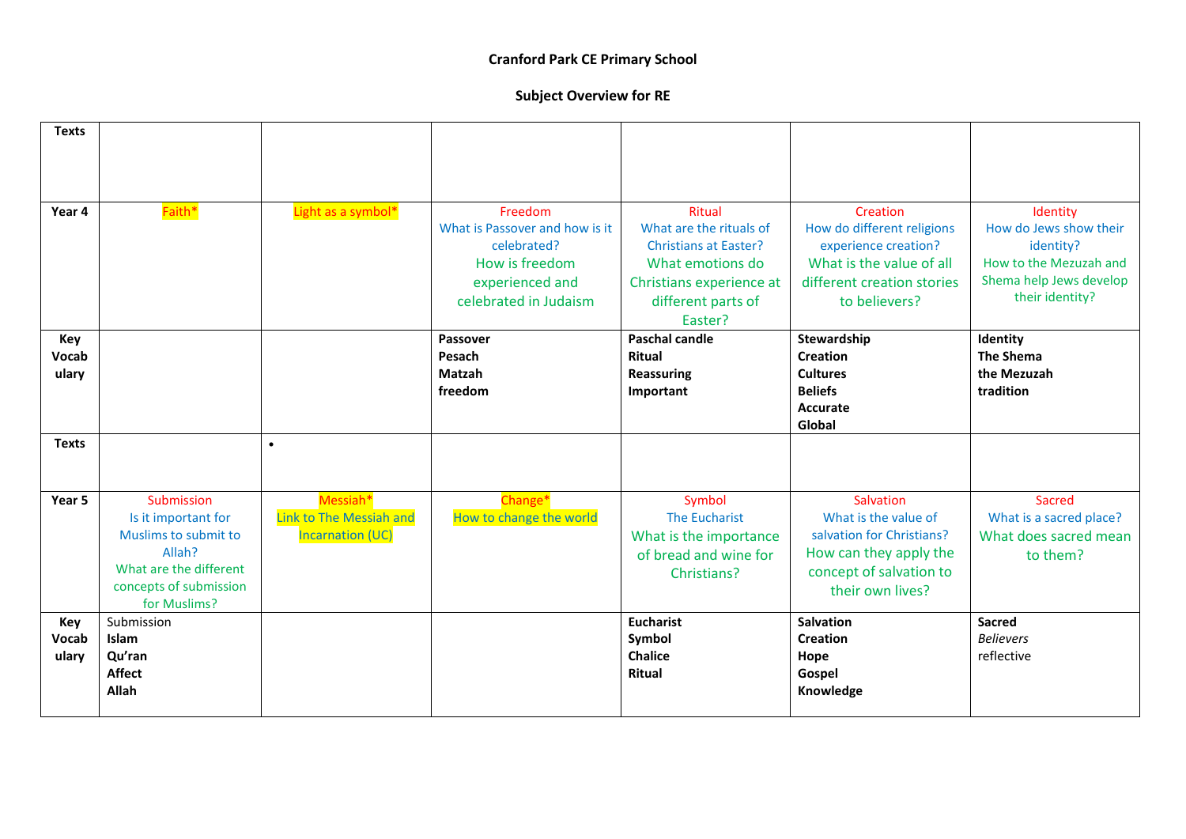**Cranford Park CE Primary School**

**Subject Overview for RE**

| **Texts** | | | | | | |
|---|---|---|---|---|---|---|
| **Year 4** | Faith* | Light as a symbol* | Freedom<br>What is Passover and how is it celebrated?<br>How is freedom experienced and celebrated in Judaism | Ritual<br>What are the rituals of Christians at Easter?<br>What emotions do Christians experience at different parts of Easter? | Creation<br>How do different religions experience creation?<br>What is the value of all different creation stories to believers? | Identity<br>How do Jews show their identity?<br>How to the Mezuzah and Shema help Jews develop their identity? |
| **Key Vocabulary** | | | **Passover**<br>**Pesach**<br>**Matzah**<br>**freedom** | **Paschal candle**<br>**Ritual**<br>**Reassuring**<br>**Important** | **Stewardship**<br>**Creation**<br>**Cultures**<br>**Beliefs**<br>**Accurate**<br>**Global** | **Identity**<br>**The Shema**<br>**the Mezuzah**<br>**tradition** |
| **Texts** | | • | | | | |
| **Year 5** | Submission<br>Is it important for Muslims to submit to Allah?<br>What are the different concepts of submission for Muslims? | Messiah*<br>Link to The Messiah and Incarnation (UC) | Change*<br>How to change the world | Symbol<br>The Eucharist<br>What is the importance of bread and wine for Christians? | Salvation<br>What is the value of salvation for Christians?<br>How can they apply the concept of salvation to their own lives? | Sacred<br>What is a sacred place?<br>What does sacred mean to them? |
| **Key Vocabulary** | Submission<br>**Islam**<br>**Qu'ran**<br>**Affect**<br>**Allah** | | | **Eucharist**<br>**Symbol**<br>**Chalice**<br>**Ritual** | **Salvation**<br>**Creation**<br>**Hope**<br>**Gospel**<br>**Knowledge** | **Sacred**<br>*Believers*<br>reflective |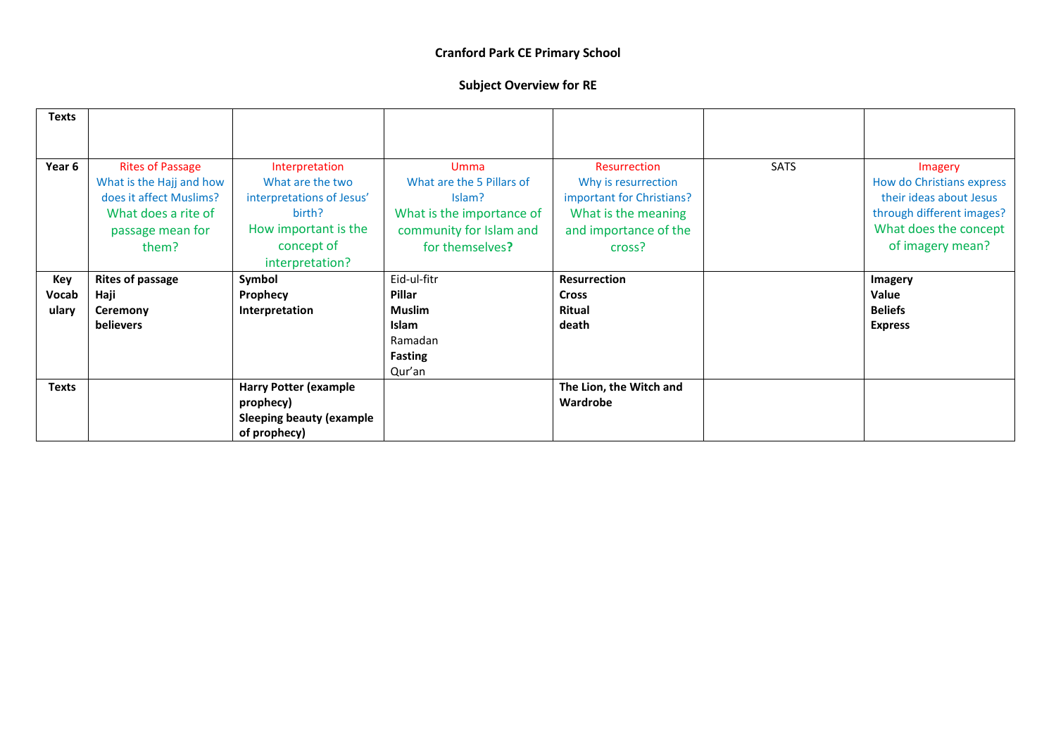**Cranford Park CE Primary School**

**Subject Overview for RE**

| **Texts** | | | | | | |
|---|---|---|---|---|---|---|
| **Year 6** | Rites of Passage<br>What is the Hajj and how does it affect Muslims?<br>What does a rite of passage mean for them? | Interpretation<br>What are the two interpretations of Jesus' birth?<br>How important is the concept of interpretation? | Umma<br>What are the 5 Pillars of Islam?<br>What is the importance of community for Islam and for themselves**?** | Resurrection<br>Why is resurrection important for Christians?<br>What is the meaning and importance of the cross? | SATS | Imagery<br>How do Christians express their ideas about Jesus through different images?<br>What does the concept of imagery mean? |
| **Key Vocabulary** | **Rites of passage**<br>**Haji**<br>**Ceremony**<br>**believers** | **Symbol**<br>**Prophecy**<br>**Interpretation** | Eid-ul-fitr<br>**Pillar**<br>**Muslim**<br>**Islam**<br>Ramadan<br>**Fasting**<br>Qur'an | **Resurrection**<br>**Cross**<br>**Ritual**<br>**death** | | **Imagery**<br>**Value**<br>**Beliefs**<br>**Express** |
| **Texts** | | **Harry Potter (example prophecy)**<br>**Sleeping beauty (example of prophecy)** | | **The Lion, the Witch and Wardrobe** | | |